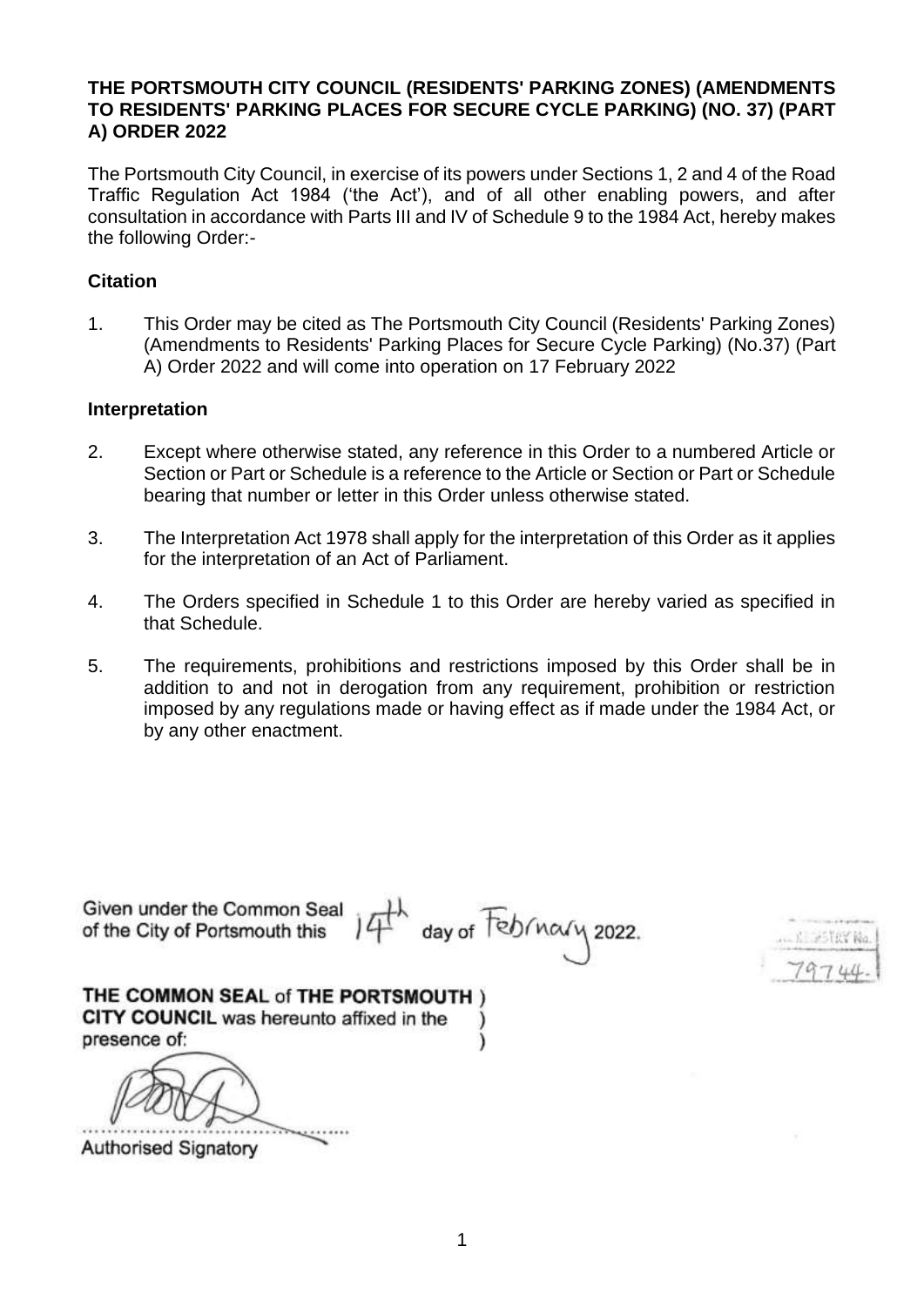**THE PORTSMOUTH CITY COUNCIL (RESIDENTS' PARKING ZONES) (AMENDMENTS TO RESIDENTS' PARKING PLACES FOR SECURE CYCLE PARKING) (NO. 37) (PART A) ORDER 2022**

The Portsmouth City Council, in exercise of its powers under Sections 1, 2 and 4 of the Road Traffic Regulation Act 1984 ('the Act'), and of all other enabling powers, and after consultation in accordance with Parts III and IV of Schedule 9 to the 1984 Act, hereby makes the following Order:-

**Citation**

1. This Order may be cited as The Portsmouth City Council (Residents' Parking Zones) (Amendments to Residents' Parking Places for Secure Cycle Parking) (No.37) (Part A) Order 2022 and will come into operation on 17 February 2022

**Interpretation**

2. Except where otherwise stated, any reference in this Order to a numbered Article or Section or Part or Schedule is a reference to the Article or Section or Part or Schedule bearing that number or letter in this Order unless otherwise stated.

3. The Interpretation Act 1978 shall apply for the interpretation of this Order as it applies for the interpretation of an Act of Parliament.

4. The Orders specified in Schedule 1 to this Order are hereby varied as specified in that Schedule.

5. The requirements, prohibitions and restrictions imposed by this Order shall be in addition to and not in derogation from any requirement, prohibition or restriction imposed by any regulations made or having effect as if made under the 1984 Act, or by any other enactment.

Given under the Common Seal of the City of Portsmouth this 14th day of February 2022.

REGISTRY No. 79744.

**THE COMMON SEAL of THE PORTSMOUTH CITY COUNCIL** was hereunto affixed in the presence of:

............................................
Authorised Signatory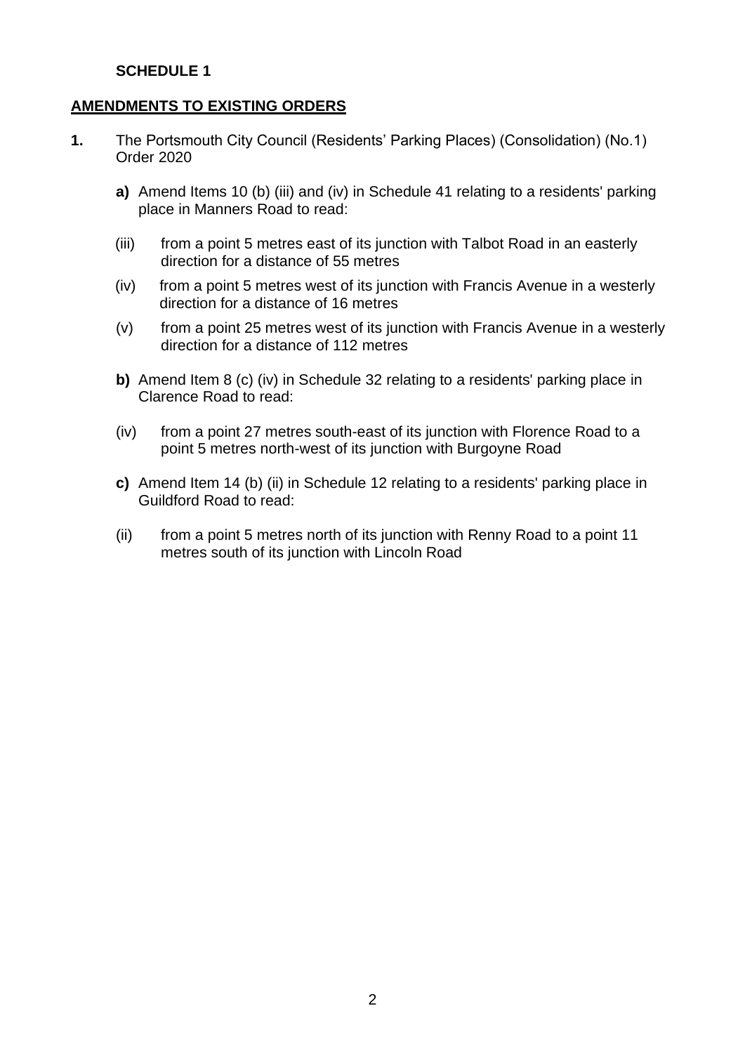**SCHEDULE 1**

**AMENDMENTS TO EXISTING ORDERS**

**1.** The Portsmouth City Council (Residents' Parking Places) (Consolidation) (No.1) Order 2020

**a)** Amend Items 10 (b) (iii) and (iv) in Schedule 41 relating to a residents' parking place in Manners Road to read:

(iii) from a point 5 metres east of its junction with Talbot Road in an easterly direction for a distance of 55 metres

(iv) from a point 5 metres west of its junction with Francis Avenue in a westerly direction for a distance of 16 metres

(v) from a point 25 metres west of its junction with Francis Avenue in a westerly direction for a distance of 112 metres

**b)** Amend Item 8 (c) (iv) in Schedule 32 relating to a residents' parking place in Clarence Road to read:

(iv) from a point 27 metres south-east of its junction with Florence Road to a point 5 metres north-west of its junction with Burgoyne Road

**c)** Amend Item 14 (b) (ii) in Schedule 12 relating to a residents' parking place in Guildford Road to read:

(ii) from a point 5 metres north of its junction with Renny Road to a point 11 metres south of its junction with Lincoln Road